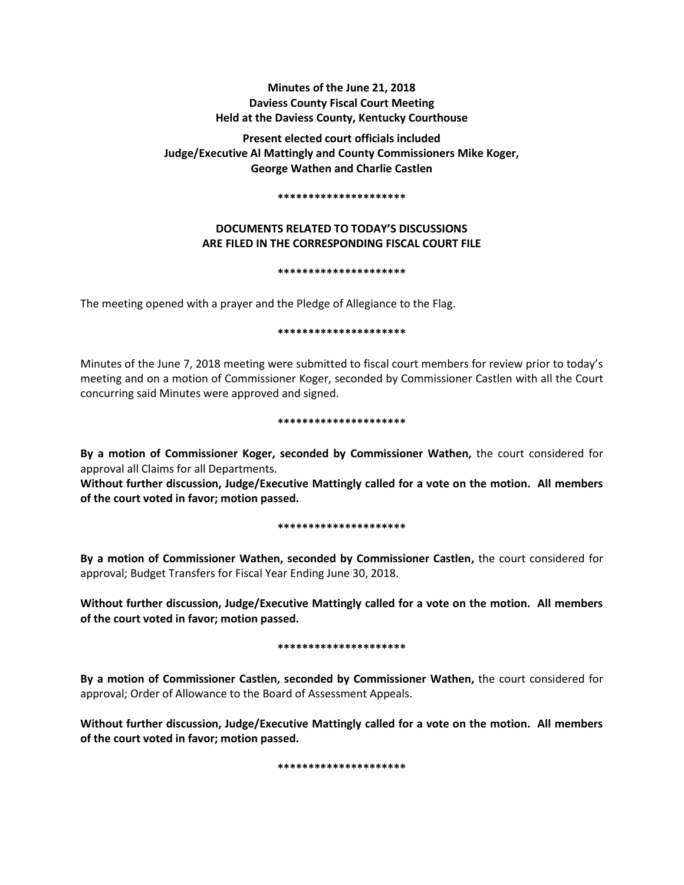**Minutes of the June 21, 2018**
**Daviess County Fiscal Court Meeting**
**Held at the Daviess County, Kentucky Courthouse**

**Present elected court officials included**
**Judge/Executive Al Mattingly and County Commissioners Mike Koger,**
**George Wathen and Charlie Castlen**

**********************

**DOCUMENTS RELATED TO TODAY'S DISCUSSIONS**
**ARE FILED IN THE CORRESPONDING FISCAL COURT FILE**

**********************

The meeting opened with a prayer and the Pledge of Allegiance to the Flag.

**********************

Minutes of the June 7, 2018 meeting were submitted to fiscal court members for review prior to today's meeting and on a motion of Commissioner Koger, seconded by Commissioner Castlen with all the Court concurring said Minutes were approved and signed.

**********************

**By a motion of Commissioner Koger, seconded by Commissioner Wathen,** the court considered for approval all Claims for all Departments.

**Without further discussion, Judge/Executive Mattingly called for a vote on the motion. All members of the court voted in favor; motion passed.**

**********************

**By a motion of Commissioner Wathen, seconded by Commissioner Castlen,** the court considered for approval; Budget Transfers for Fiscal Year Ending June 30, 2018.

**Without further discussion, Judge/Executive Mattingly called for a vote on the motion. All members of the court voted in favor; motion passed.**

**********************

**By a motion of Commissioner Castlen, seconded by Commissioner Wathen,** the court considered for approval; Order of Allowance to the Board of Assessment Appeals.

**Without further discussion, Judge/Executive Mattingly called for a vote on the motion. All members of the court voted in favor; motion passed.**

**********************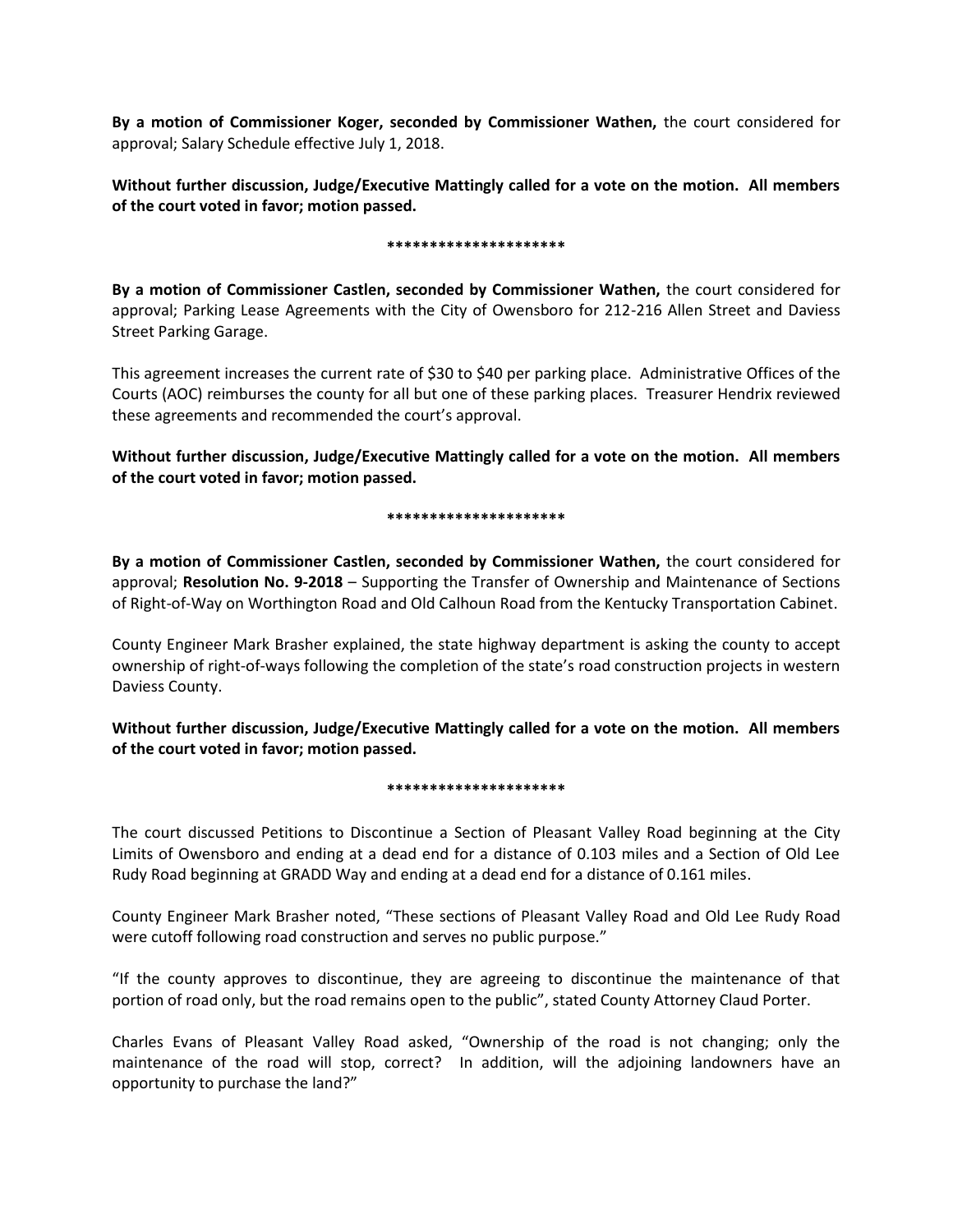**By a motion of Commissioner Koger, seconded by Commissioner Wathen,** the court considered for approval; Salary Schedule effective July 1, 2018.

**Without further discussion, Judge/Executive Mattingly called for a vote on the motion. All members of the court voted in favor; motion passed.**

**\*\*\*\*\*\*\*\*\*\*\*\*\*\*\*\*\*\*\*\*\***

**By a motion of Commissioner Castlen, seconded by Commissioner Wathen,** the court considered for approval; Parking Lease Agreements with the City of Owensboro for 212-216 Allen Street and Daviess Street Parking Garage.

This agreement increases the current rate of $30 to $40 per parking place. Administrative Offices of the Courts (AOC) reimburses the county for all but one of these parking places. Treasurer Hendrix reviewed these agreements and recommended the court's approval.

**Without further discussion, Judge/Executive Mattingly called for a vote on the motion. All members of the court voted in favor; motion passed.**

**\*\*\*\*\*\*\*\*\*\*\*\*\*\*\*\*\*\*\*\*\***

**By a motion of Commissioner Castlen, seconded by Commissioner Wathen,** the court considered for approval; **Resolution No. 9-2018** – Supporting the Transfer of Ownership and Maintenance of Sections of Right-of-Way on Worthington Road and Old Calhoun Road from the Kentucky Transportation Cabinet.

County Engineer Mark Brasher explained, the state highway department is asking the county to accept ownership of right-of-ways following the completion of the state's road construction projects in western Daviess County.

**Without further discussion, Judge/Executive Mattingly called for a vote on the motion. All members of the court voted in favor; motion passed.**

**\*\*\*\*\*\*\*\*\*\*\*\*\*\*\*\*\*\*\*\*\***

The court discussed Petitions to Discontinue a Section of Pleasant Valley Road beginning at the City Limits of Owensboro and ending at a dead end for a distance of 0.103 miles and a Section of Old Lee Rudy Road beginning at GRADD Way and ending at a dead end for a distance of 0.161 miles.

County Engineer Mark Brasher noted, "These sections of Pleasant Valley Road and Old Lee Rudy Road were cutoff following road construction and serves no public purpose."

"If the county approves to discontinue, they are agreeing to discontinue the maintenance of that portion of road only, but the road remains open to the public", stated County Attorney Claud Porter.

Charles Evans of Pleasant Valley Road asked, "Ownership of the road is not changing; only the maintenance of the road will stop, correct? In addition, will the adjoining landowners have an opportunity to purchase the land?"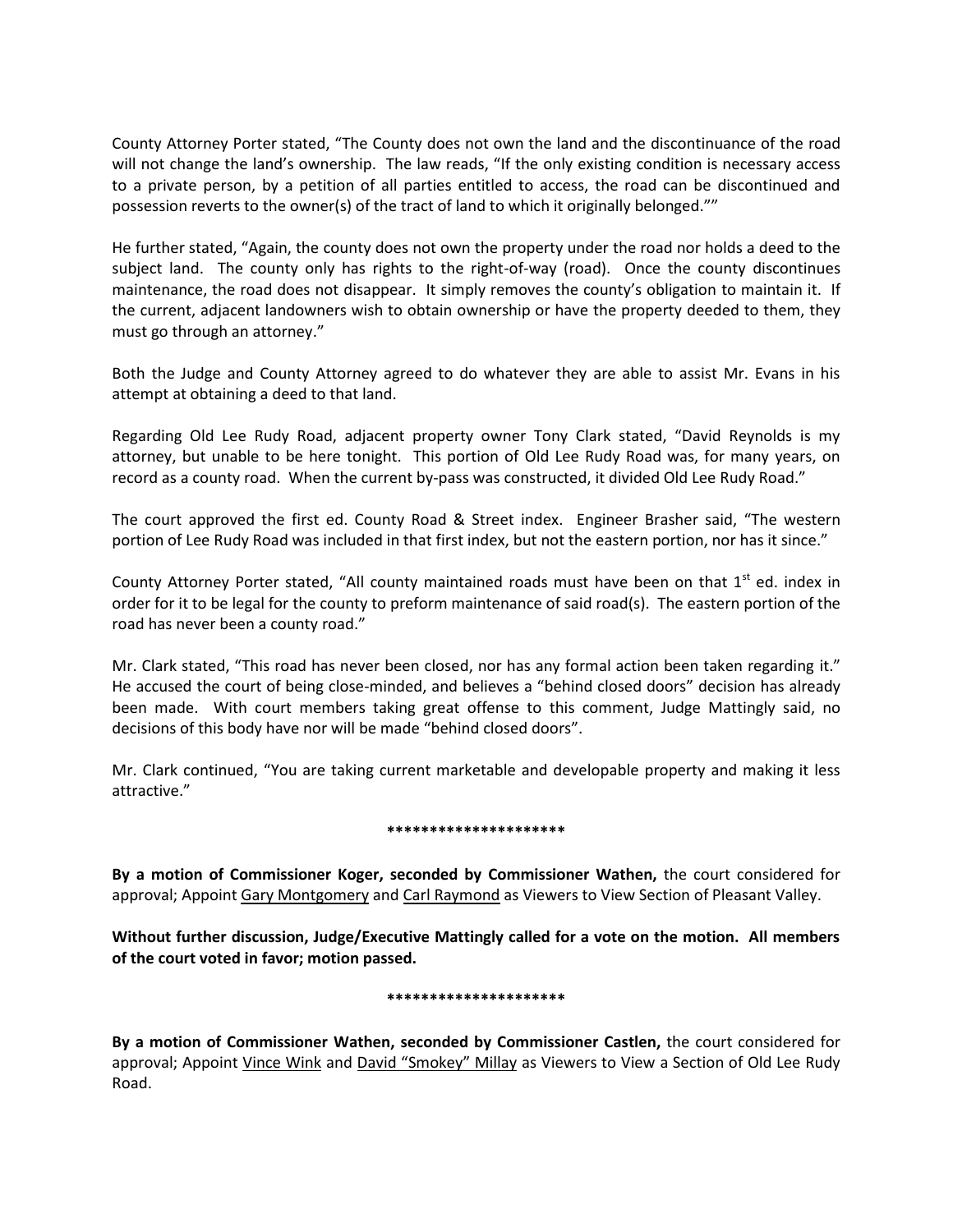County Attorney Porter stated, "The County does not own the land and the discontinuance of the road will not change the land's ownership. The law reads, "If the only existing condition is necessary access to a private person, by a petition of all parties entitled to access, the road can be discontinued and possession reverts to the owner(s) of the tract of land to which it originally belonged.""

He further stated, "Again, the county does not own the property under the road nor holds a deed to the subject land. The county only has rights to the right-of-way (road). Once the county discontinues maintenance, the road does not disappear. It simply removes the county's obligation to maintain it. If the current, adjacent landowners wish to obtain ownership or have the property deeded to them, they must go through an attorney."

Both the Judge and County Attorney agreed to do whatever they are able to assist Mr. Evans in his attempt at obtaining a deed to that land.

Regarding Old Lee Rudy Road, adjacent property owner Tony Clark stated, "David Reynolds is my attorney, but unable to be here tonight. This portion of Old Lee Rudy Road was, for many years, on record as a county road. When the current by-pass was constructed, it divided Old Lee Rudy Road."

The court approved the first ed. County Road & Street index. Engineer Brasher said, "The western portion of Lee Rudy Road was included in that first index, but not the eastern portion, nor has it since."

County Attorney Porter stated, "All county maintained roads must have been on that 1st ed. index in order for it to be legal for the county to preform maintenance of said road(s). The eastern portion of the road has never been a county road."

Mr. Clark stated, "This road has never been closed, nor has any formal action been taken regarding it." He accused the court of being close-minded, and believes a "behind closed doors" decision has already been made. With court members taking great offense to this comment, Judge Mattingly said, no decisions of this body have nor will be made "behind closed doors".

Mr. Clark continued, "You are taking current marketable and developable property and making it less attractive."

*********************

**By a motion of Commissioner Koger, seconded by Commissioner Wathen,** the court considered for approval; Appoint Gary Montgomery and Carl Raymond as Viewers to View Section of Pleasant Valley.

**Without further discussion, Judge/Executive Mattingly called for a vote on the motion. All members of the court voted in favor; motion passed.**

*********************

**By a motion of Commissioner Wathen, seconded by Commissioner Castlen,** the court considered for approval; Appoint Vince Wink and David "Smokey" Millay as Viewers to View a Section of Old Lee Rudy Road.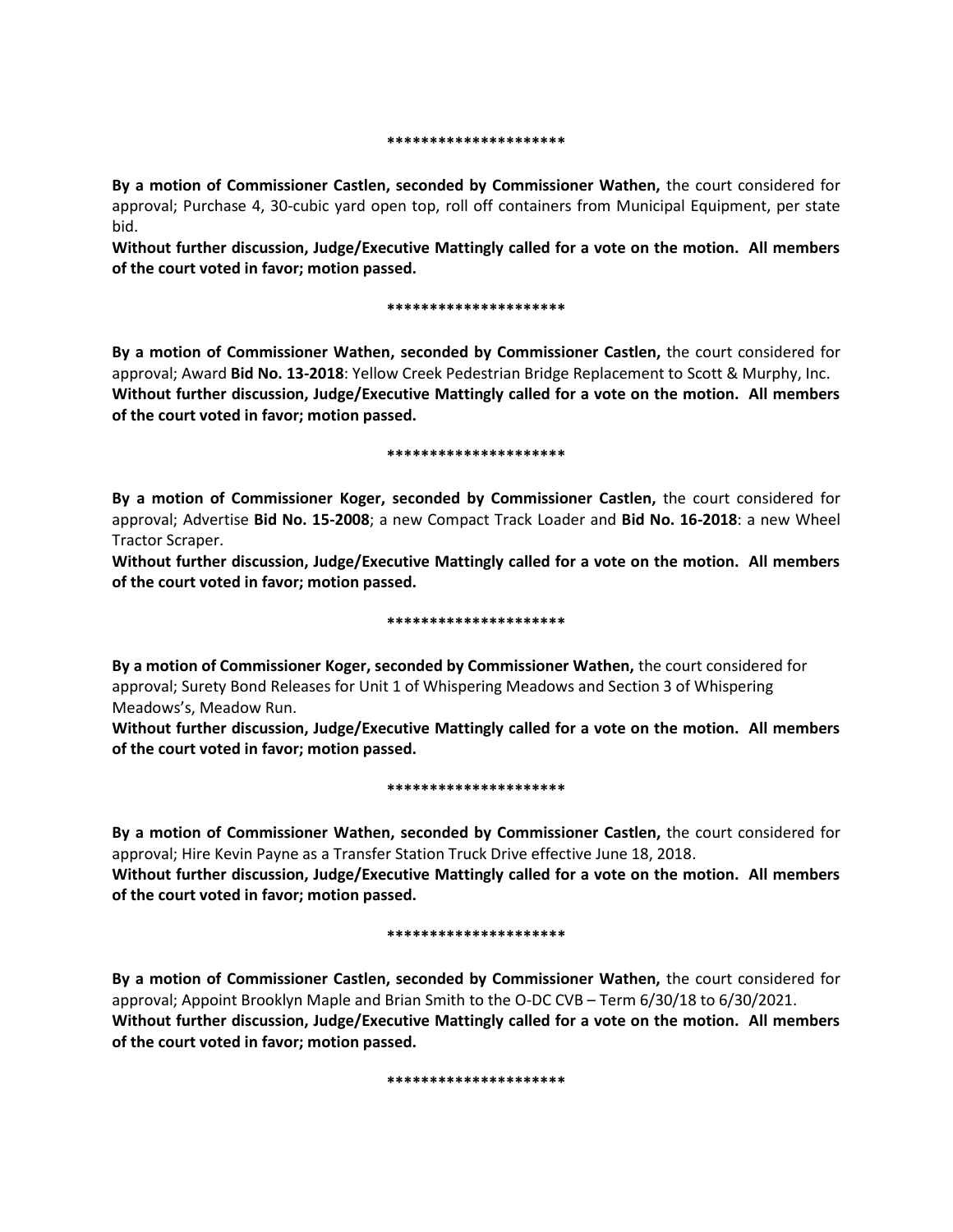*********************

**By a motion of Commissioner Castlen, seconded by Commissioner Wathen,** the court considered for approval; Purchase 4, 30-cubic yard open top, roll off containers from Municipal Equipment, per state bid.

**Without further discussion, Judge/Executive Mattingly called for a vote on the motion. All members of the court voted in favor; motion passed.**

*********************

**By a motion of Commissioner Wathen, seconded by Commissioner Castlen,** the court considered for approval; Award **Bid No. 13-2018**: Yellow Creek Pedestrian Bridge Replacement to Scott & Murphy, Inc.

**Without further discussion, Judge/Executive Mattingly called for a vote on the motion. All members of the court voted in favor; motion passed.**

*********************

**By a motion of Commissioner Koger, seconded by Commissioner Castlen,** the court considered for approval; Advertise **Bid No. 15-2008**; a new Compact Track Loader and **Bid No. 16-2018**: a new Wheel Tractor Scraper.

**Without further discussion, Judge/Executive Mattingly called for a vote on the motion. All members of the court voted in favor; motion passed.**

*********************

**By a motion of Commissioner Koger, seconded by Commissioner Wathen,** the court considered for approval; Surety Bond Releases for Unit 1 of Whispering Meadows and Section 3 of Whispering Meadows's, Meadow Run.

**Without further discussion, Judge/Executive Mattingly called for a vote on the motion. All members of the court voted in favor; motion passed.**

*********************

**By a motion of Commissioner Wathen, seconded by Commissioner Castlen,** the court considered for approval; Hire Kevin Payne as a Transfer Station Truck Drive effective June 18, 2018.

**Without further discussion, Judge/Executive Mattingly called for a vote on the motion. All members of the court voted in favor; motion passed.**

*********************

**By a motion of Commissioner Castlen, seconded by Commissioner Wathen,** the court considered for approval; Appoint Brooklyn Maple and Brian Smith to the O-DC CVB – Term 6/30/18 to 6/30/2021.

**Without further discussion, Judge/Executive Mattingly called for a vote on the motion. All members of the court voted in favor; motion passed.**

*********************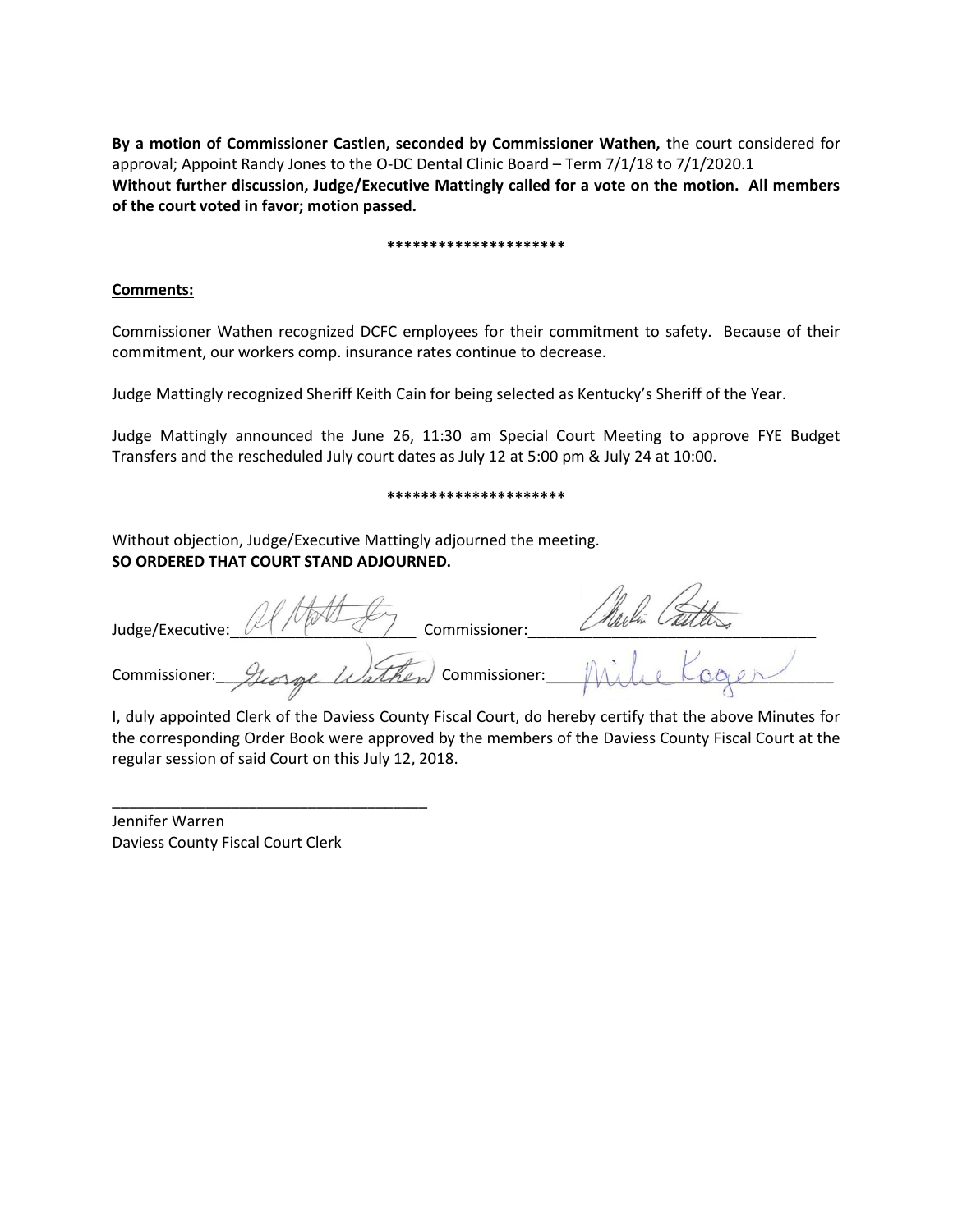**By a motion of Commissioner Castlen, seconded by Commissioner Wathen,** the court considered for approval; Appoint Randy Jones to the O-DC Dental Clinic Board – Term 7/1/18 to 7/1/2020.1
**Without further discussion, Judge/Executive Mattingly called for a vote on the motion. All members of the court voted in favor; motion passed.**

**********************

**Comments:**

Commissioner Wathen recognized DCFC employees for their commitment to safety. Because of their commitment, our workers comp. insurance rates continue to decrease.

Judge Mattingly recognized Sheriff Keith Cain for being selected as Kentucky's Sheriff of the Year.

Judge Mattingly announced the June 26, 11:30 am Special Court Meeting to approve FYE Budget Transfers and the rescheduled July court dates as July 12 at 5:00 pm & July 24 at 10:00.

**********************

Without objection, Judge/Executive Mattingly adjourned the meeting.
**SO ORDERED THAT COURT STAND ADJOURNED.**

Judge/Executive:\_\_\_\_\_\_\_\_\_\_\_\_\_\_\_\_\_\_\_\_ Commissioner:\_\_\_\_\_\_\_\_\_\_\_\_\_\_\_\_\_\_\_\_

Commissioner:\_\_\_\_\_\_\_\_\_\_\_\_\_\_\_\_\_\_\_\_ Commissioner:\_\_\_\_\_\_\_\_\_\_\_\_\_\_\_\_\_\_\_\_

I, duly appointed Clerk of the Daviess County Fiscal Court, do hereby certify that the above Minutes for the corresponding Order Book were approved by the members of the Daviess County Fiscal Court at the regular session of said Court on this July 12, 2018.

\_\_\_\_\_\_\_\_\_\_\_\_\_\_\_\_\_\_\_\_\_\_\_\_\_\_\_\_\_\_\_\_\_\_\_\_
Jennifer Warren
Daviess County Fiscal Court Clerk